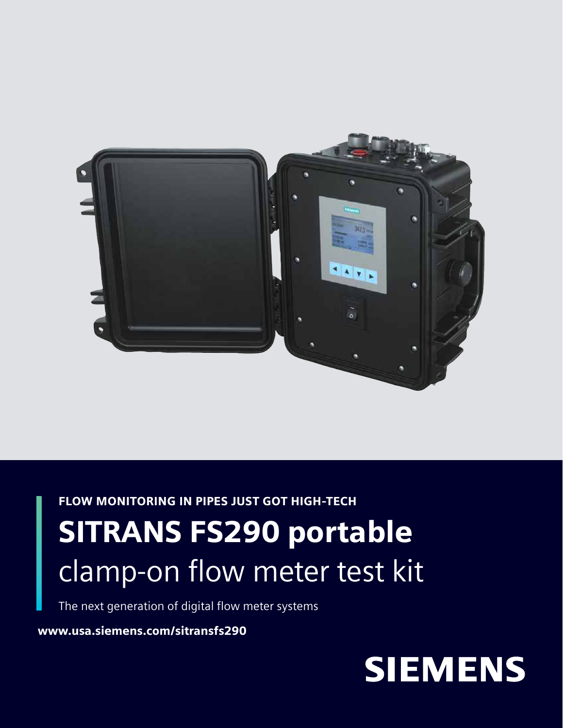FLOW MONITORING IN PIPES JUST GOT HIGH-TECH

# SITRANS FS290 portable
clamp-on flow meter test kit

The next generation of digital flow meter systems

**www.usa.siemens.com/sitransfs290**

**SIEMENS**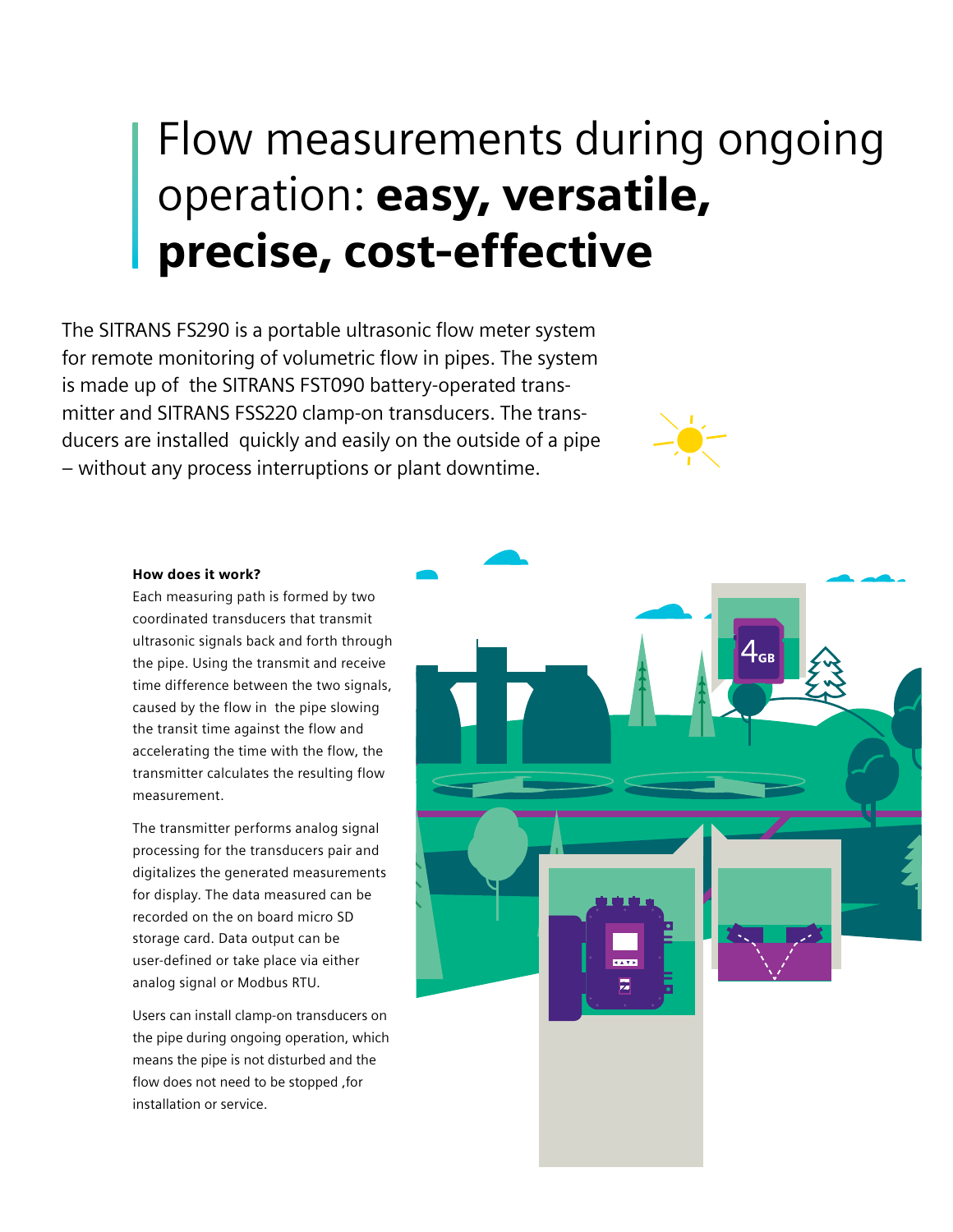# Flow measurements during ongoing operation: **easy, versatile, precise, cost-effective**

The SITRANS FS290 is a portable ultrasonic flow meter system for remote monitoring of volumetric flow in pipes. The system is made up of the SITRANS FST090 battery-operated transmitter and SITRANS FSS220 clamp-on transducers. The transducers are installed quickly and easily on the outside of a pipe – without any process interruptions or plant downtime.

**How does it work?**

Each measuring path is formed by two coordinated transducers that transmit ultrasonic signals back and forth through the pipe. Using the transmit and receive time difference between the two signals, caused by the flow in the pipe slowing the transit time against the flow and accelerating the time with the flow, the transmitter calculates the resulting flow measurement.

The transmitter performs analog signal processing for the transducers pair and digitalizes the generated measurements for display. The data measured can be recorded on the on board micro SD storage card. Data output can be user-defined or take place via either analog signal or Modbus RTU.

Users can install clamp-on transducers on the pipe during ongoing operation, which means the pipe is not disturbed and the flow does not need to be stopped ,for installation or service.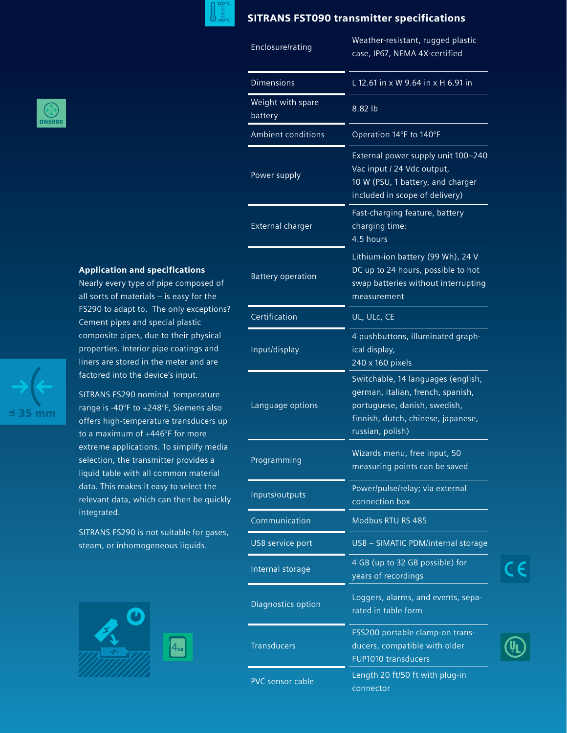## SITRANS FST090 transmitter specifications

| | |
|---|---|
| Enclosure/rating | Weather-resistant, rugged plastic case, IP67, NEMA 4X-certified |
| Dimensions | L 12.61 in x W 9.64 in x H 6.91 in |
| Weight with spare battery | 8.82 lb |
| Ambient conditions | Operation 14°F to 140°F |
| Power supply | External power supply unit 100–240 Vac input / 24 Vdc output, 10 W (PSU, 1 battery, and charger included in scope of delivery) |
| External charger | Fast-charging feature, battery charging time: 4.5 hours |
| Battery operation | Lithium-ion battery (99 Wh), 24 V DC up to 24 hours, possible to hot swap batteries without interrupting measurement |
| Certification | UL, ULc, CE |
| Input/display | 4 pushbuttons, illuminated graphical display, 240 x 160 pixels |
| Language options | Switchable, 14 languages (english, german, italian, french, spanish, portuguese, danish, swedish, finnish, dutch, chinese, japanese, russian, polish) |
| Programming | Wizards menu, free input, 50 measuring points can be saved |
| Inputs/outputs | Power/pulse/relay; via external connection box |
| Communication | Modbus RTU RS 485 |
| USB service port | USB – SIMATIC PDM/internal storage |
| Internal storage | 4 GB (up to 32 GB possible) for years of recordings |
| Diagnostics option | Loggers, alarms, and events, separated in table form |
| Transducers | FSS200 portable clamp-on transducers, compatible with older FUP1010 transducers |
| PVC sensor cable | Length 20 ft/50 ft with plug-in connector |

### Application and specifications

Nearly every type of pipe composed of all sorts of materials – is easy for the FS290 to adapt to. The only exceptions? Cement pipes and special plastic composite pipes, due to their physical properties. Interior pipe coatings and liners are stored in the meter and are factored into the device's input.

SITRANS FS290 nominal temperature range is -40°F to +248°F, Siemens also offers high-temperature transducers up to a maximum of +446°F for more extreme applications. To simplify media selection, the transmitter provides a liquid table with all common material data. This makes it easy to select the relevant data, which can then be quickly integrated.

SITRANS FS290 is not suitable for gases, steam, or inhomogeneous liquids.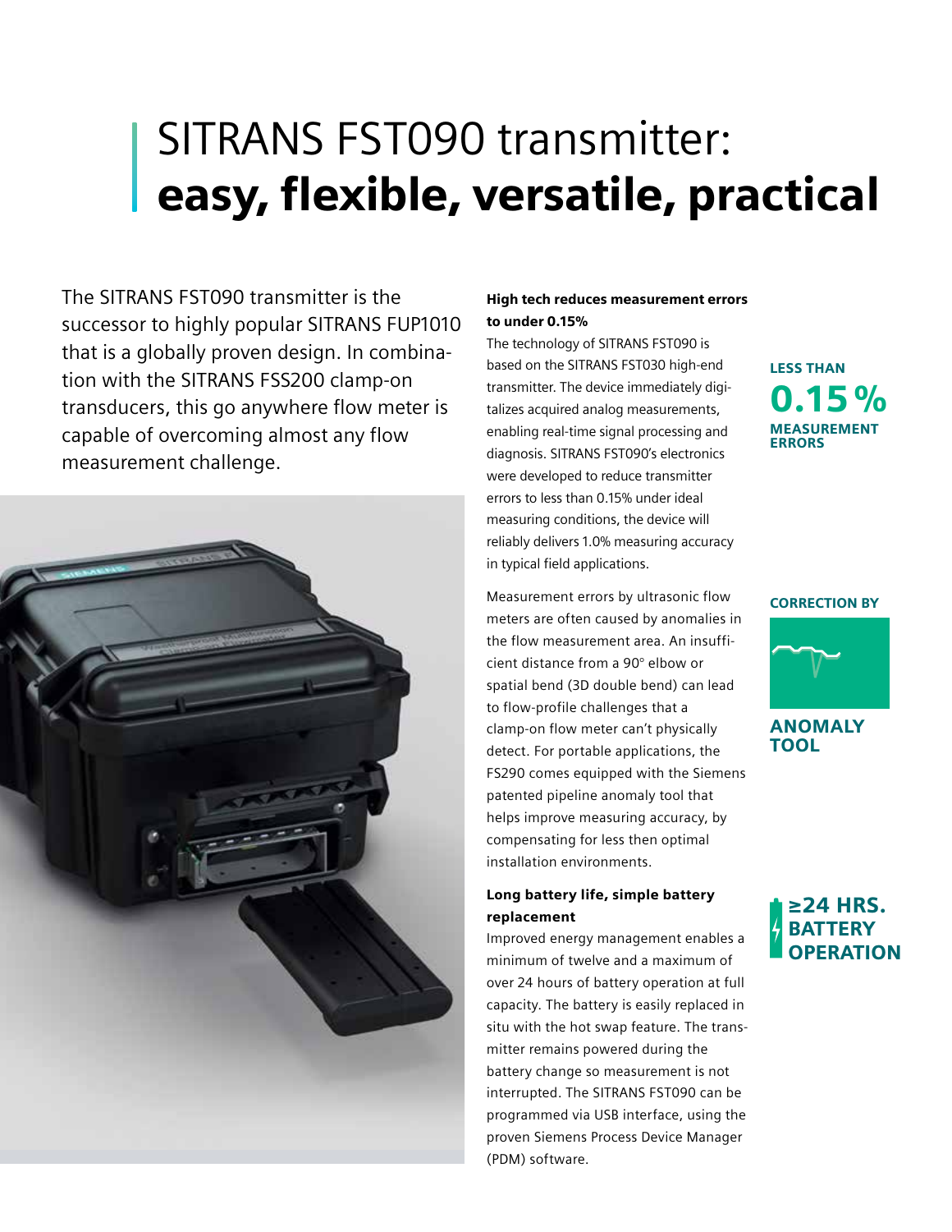# SITRANS FST090 transmitter: **easy, flexible, versatile, practical**

The SITRANS FST090 transmitter is the successor to highly popular SITRANS FUP1010 that is a globally proven design. In combination with the SITRANS FSS200 clamp-on transducers, this go anywhere flow meter is capable of overcoming almost any flow measurement challenge.

### High tech reduces measurement errors to under 0.15%

The technology of SITRANS FST090 is based on the SITRANS FST030 high-end transmitter. The device immediately digitalizes acquired analog measurements, enabling real-time signal processing and diagnosis. SITRANS FST090's electronics were developed to reduce transmitter errors to less than 0.15% under ideal measuring conditions, the device will reliably delivers 1.0% measuring accuracy in typical field applications.

Measurement errors by ultrasonic flow meters are often caused by anomalies in the flow measurement area. An insufficient distance from a 90° elbow or spatial bend (3D double bend) can lead to flow-profile challenges that a clamp-on flow meter can't physically detect. For portable applications, the FS290 comes equipped with the Siemens patented pipeline anomaly tool that helps improve measuring accuracy, by compensating for less then optimal installation environments.

### Long battery life, simple battery replacement

Improved energy management enables a minimum of twelve and a maximum of over 24 hours of battery operation at full capacity. The battery is easily replaced in situ with the hot swap feature. The transmitter remains powered during the battery change so measurement is not interrupted. The SITRANS FST090 can be programmed via USB interface, using the proven Siemens Process Device Manager (PDM) software.

**LESS THAN 0.15 % MEASUREMENT ERRORS**

**CORRECTION BY ANOMALY TOOL**

**≥24 HRS. BATTERY OPERATION**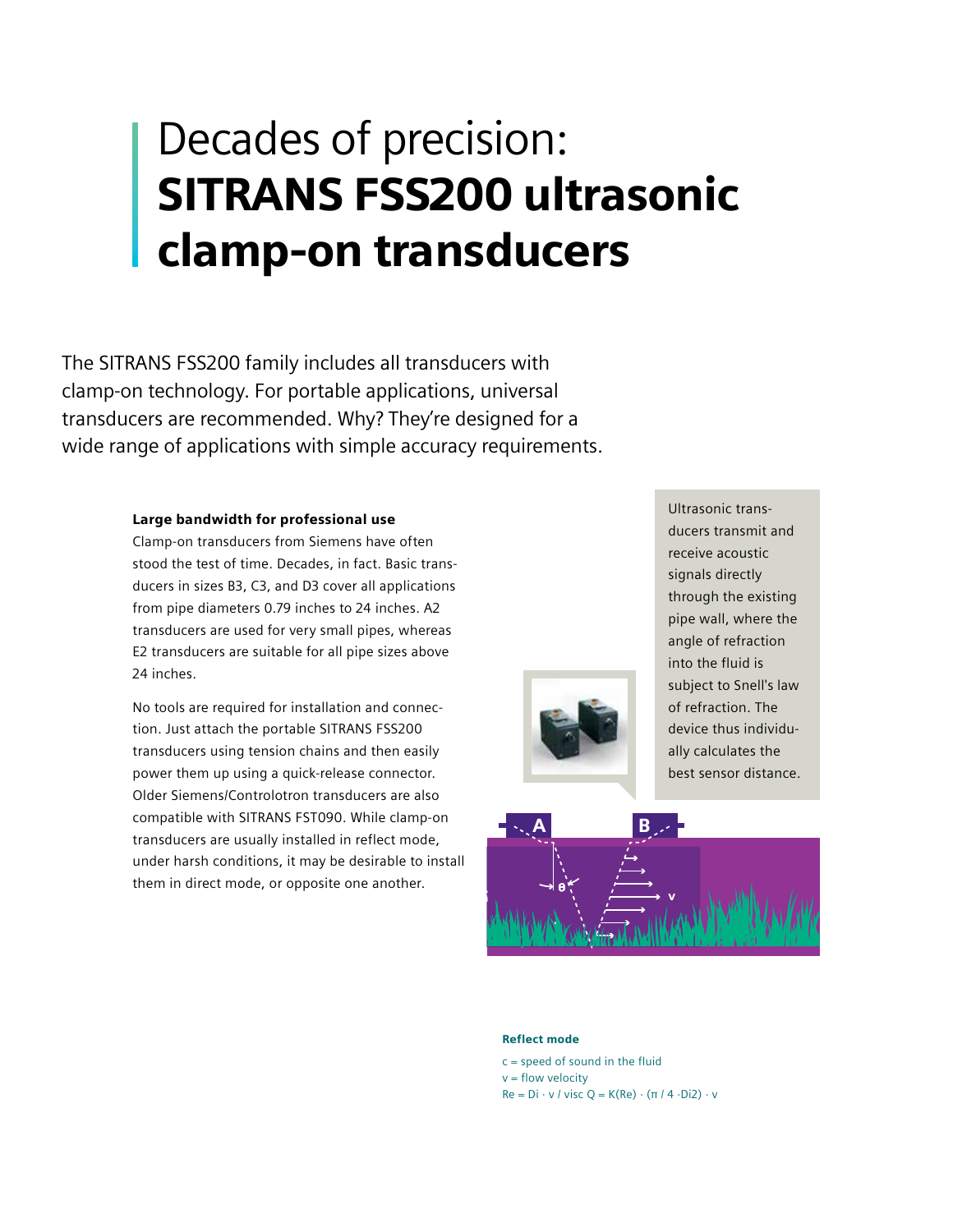# Decades of precision: **SITRANS FSS200 ultrasonic clamp-on transducers**

The SITRANS FSS200 family includes all transducers with clamp-on technology. For portable applications, universal transducers are recommended. Why? They're designed for a wide range of applications with simple accuracy requirements.

**Large bandwidth for professional use**

Clamp-on transducers from Siemens have often stood the test of time. Decades, in fact. Basic transducers in sizes B3, C3, and D3 cover all applications from pipe diameters 0.79 inches to 24 inches. A2 transducers are used for very small pipes, whereas E2 transducers are suitable for all pipe sizes above 24 inches.

No tools are required for installation and connection. Just attach the portable SITRANS FSS200 transducers using tension chains and then easily power them up using a quick-release connector. Older Siemens/Controlotron transducers are also compatible with SITRANS FST090. While clamp-on transducers are usually installed in reflect mode, under harsh conditions, it may be desirable to install them in direct mode, or opposite one another.

Ultrasonic transducers transmit and receive acoustic signals directly through the existing pipe wall, where the angle of refraction into the fluid is subject to Snell's law of refraction. The device thus individually calculates the best sensor distance.

**Reflect mode**

c = speed of sound in the fluid
v = flow velocity
Re = Di · v / visc Q = K(Re) · (π / 4 ·Di2) · v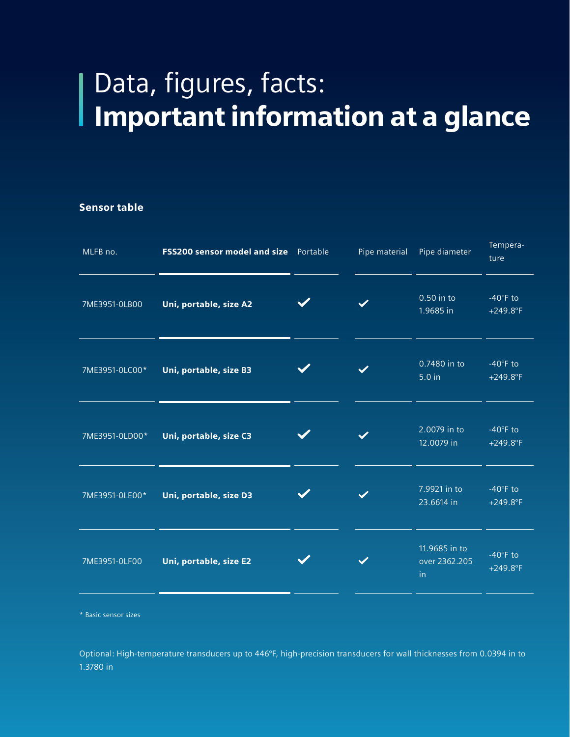# Data, figures, facts: **Important information at a glance**

## Sensor table

| MLFB no. | **FSS200 sensor model and size** | Portable | Pipe material | Pipe diameter | Temperature |
|---|---|---|---|---|---|
| 7ME3951-0LB00 | **Uni, portable, size A2** | ✓ | ✓ | 0.50 in to 1.9685 in | -40°F to +249.8°F |
| 7ME3951-0LC00* | **Uni, portable, size B3** | ✓ | ✓ | 0.7480 in to 5.0 in | -40°F to +249.8°F |
| 7ME3951-0LD00* | **Uni, portable, size C3** | ✓ | ✓ | 2.0079 in to 12.0079 in | -40°F to +249.8°F |
| 7ME3951-0LE00* | **Uni, portable, size D3** | ✓ | ✓ | 7.9921 in to 23.6614 in | -40°F to +249.8°F |
| 7ME3951-0LF00 | **Uni, portable, size E2** | ✓ | ✓ | 11.9685 in to over 2362.205 in | -40°F to +249.8°F |

* Basic sensor sizes

Optional: High-temperature transducers up to 446°F, high-precision transducers for wall thicknesses from 0.0394 in to 1.3780 in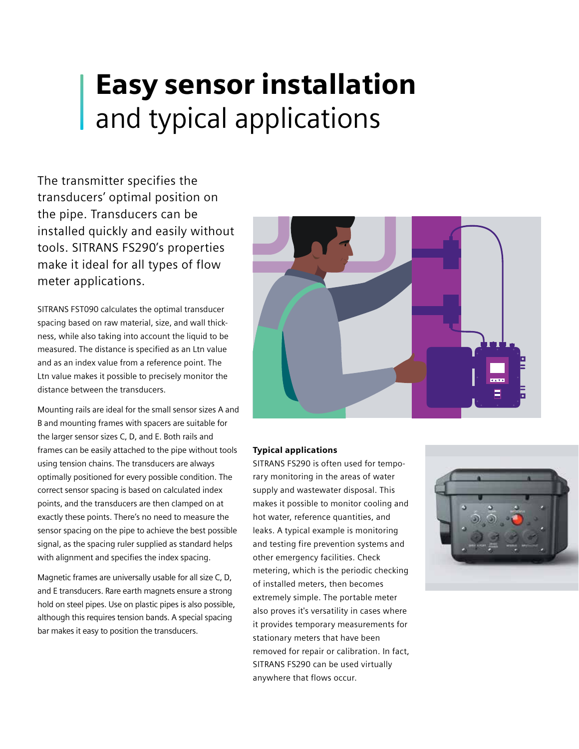# **Easy sensor installation** and typical applications

The transmitter specifies the transducers' optimal position on the pipe. Transducers can be installed quickly and easily without tools. SITRANS FS290's properties make it ideal for all types of flow meter applications.

SITRANS FST090 calculates the optimal transducer spacing based on raw material, size, and wall thickness, while also taking into account the liquid to be measured. The distance is specified as an Ltn value and as an index value from a reference point. The Ltn value makes it possible to precisely monitor the distance between the transducers.

Mounting rails are ideal for the small sensor sizes A and B and mounting frames with spacers are suitable for the larger sensor sizes C, D, and E. Both rails and frames can be easily attached to the pipe without tools using tension chains. The transducers are always optimally positioned for every possible condition. The correct sensor spacing is based on calculated index points, and the transducers are then clamped on at exactly these points. There's no need to measure the sensor spacing on the pipe to achieve the best possible signal, as the spacing ruler supplied as standard helps with alignment and specifies the index spacing.

Magnetic frames are universally usable for all size C, D, and E transducers. Rare earth magnets ensure a strong hold on steel pipes. Use on plastic pipes is also possible, although this requires tension bands. A special spacing bar makes it easy to position the transducers.

### Typical applications

SITRANS FS290 is often used for temporary monitoring in the areas of water supply and wastewater disposal. This makes it possible to monitor cooling and hot water, reference quantities, and leaks. A typical example is monitoring and testing fire prevention systems and other emergency facilities. Check metering, which is the periodic checking of installed meters, then becomes extremely simple. The portable meter also proves it's versatility in cases where it provides temporary measurements for stationary meters that have been removed for repair or calibration. In fact, SITRANS FS290 can be used virtually anywhere that flows occur.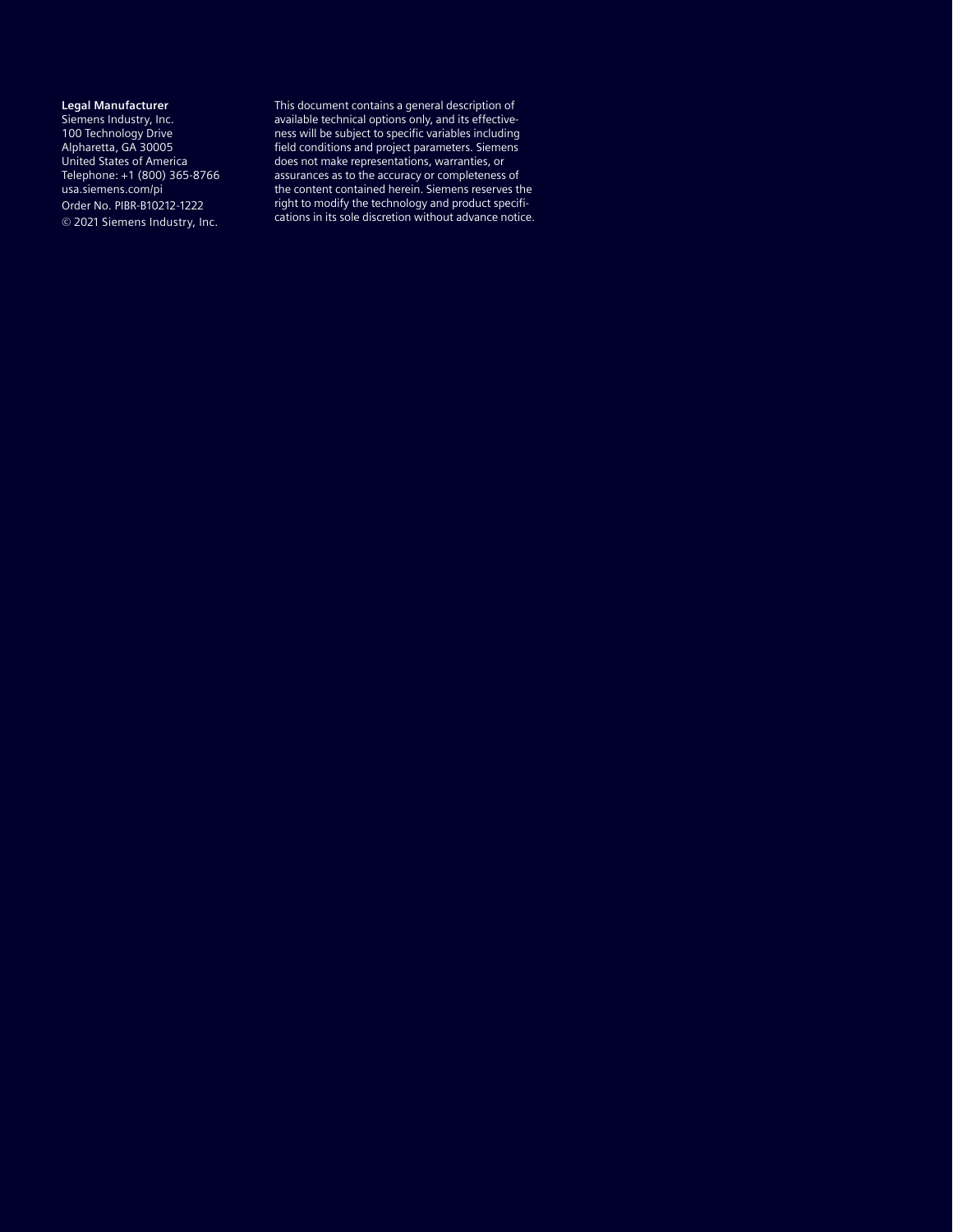**Legal Manufacturer**
Siemens Industry, Inc.
100 Technology Drive
Alpharetta, GA 30005
United States of America
Telephone: +1 (800) 365-8766
usa.siemens.com/pi

Order No. PIBR-B10212-1222

© 2021 Siemens Industry, Inc.

This document contains a general description of available technical options only, and its effectiveness will be subject to specific variables including field conditions and project parameters. Siemens does not make representations, warranties, or assurances as to the accuracy or completeness of the content contained herein. Siemens reserves the right to modify the technology and product specifications in its sole discretion without advance notice.